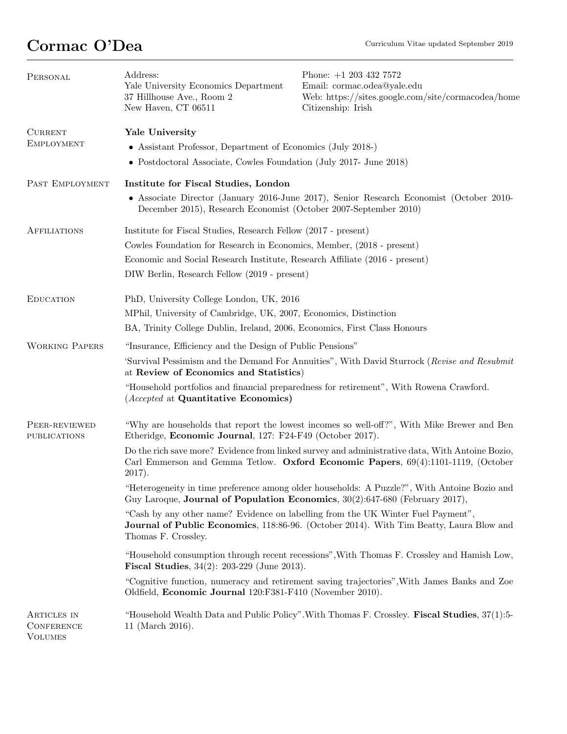# Cormac O'Dea

Curriculum Vitae updated September 2019

## Personal

Address:
Yale University Economics Department
37 Hillhouse Ave., Room 2
New Haven, CT 06511

Phone: +1 203 432 7572
Email: cormac.odea@yale.edu
Web: https://sites.google.com/site/cormacodea/home
Citizenship: Irish

## Current Employment

**Yale University**

- Assistant Professor, Department of Economics (July 2018-)
- Postdoctoral Associate, Cowles Foundation (July 2017- June 2018)

## Past Employment

**Institute for Fiscal Studies, London**

- Associate Director (January 2016-June 2017), Senior Research Economist (October 2010-December 2015), Research Economist (October 2007-September 2010)

## Affiliations

Institute for Fiscal Studies, Research Fellow (2017 - present)

Cowles Foundation for Research in Economics, Member, (2018 - present)

Economic and Social Research Institute, Research Affiliate (2016 - present)

DIW Berlin, Research Fellow (2019 - present)

## Education

PhD, University College London, UK, 2016

MPhil, University of Cambridge, UK, 2007, Economics, Distinction

BA, Trinity College Dublin, Ireland, 2006, Economics, First Class Honours

## Working Papers

"Insurance, Efficiency and the Design of Public Pensions"

'Survival Pessimism and the Demand For Annuities", With David Sturrock (*Revise and Resubmit* at **Review of Economics and Statistics**)

"Household portfolios and financial preparedness for retirement", With Rowena Crawford. (*Accepted* at **Quantitative Economics)**

## Peer-reviewed publications

"Why are households that report the lowest incomes so well-off?", With Mike Brewer and Ben Etheridge, **Economic Journal**, 127: F24-F49 (October 2017).

Do the rich save more? Evidence from linked survey and administrative data, With Antoine Bozio, Carl Emmerson and Gemma Tetlow. **Oxford Economic Papers**, 69(4):1101-1119, (October 2017).

"Heterogeneity in time preference among older households: A Puzzle?", With Antoine Bozio and Guy Laroque, **Journal of Population Economics**, 30(2):647-680 (February 2017),

"Cash by any other name? Evidence on labelling from the UK Winter Fuel Payment", **Journal of Public Economics**, 118:86-96. (October 2014). With Tim Beatty, Laura Blow and Thomas F. Crossley.

"Household consumption through recent recessions",With Thomas F. Crossley and Hamish Low, **Fiscal Studies**, 34(2): 203-229 (June 2013).

"Cognitive function, numeracy and retirement saving trajectories",With James Banks and Zoe Oldfield, **Economic Journal** 120:F381-F410 (November 2010).

## Articles in Conference Volumes

"Household Wealth Data and Public Policy".With Thomas F. Crossley. **Fiscal Studies**, 37(1):5-11 (March 2016).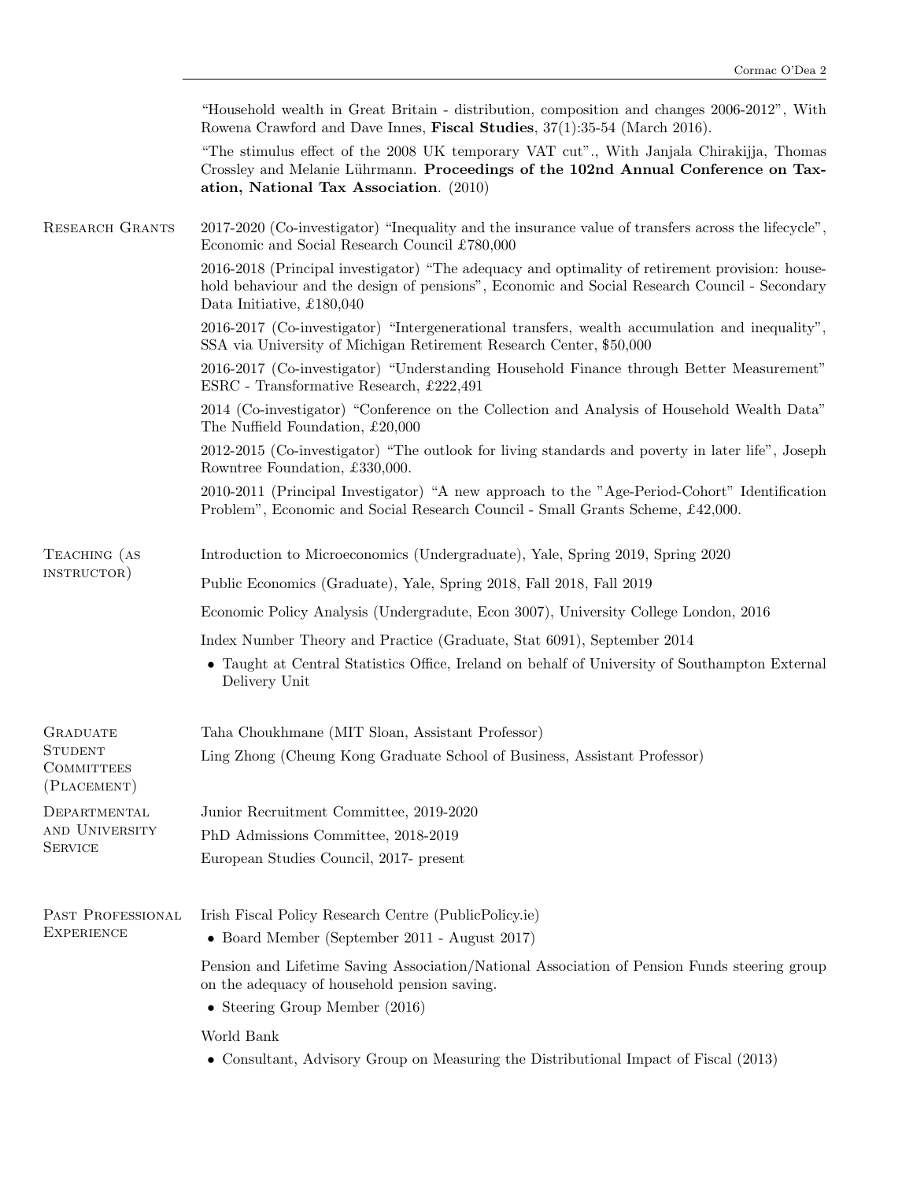"Household wealth in Great Britain - distribution, composition and changes 2006-2012", With Rowena Crawford and Dave Innes, **Fiscal Studies**, 37(1):35-54 (March 2016).

"The stimulus effect of the 2008 UK temporary VAT cut"., With Janjala Chirakijja, Thomas Crossley and Melanie Lührmann. **Proceedings of the 102nd Annual Conference on Taxation, National Tax Association**. (2010)

## Research Grants

2017-2020 (Co-investigator) "Inequality and the insurance value of transfers across the lifecycle", Economic and Social Research Council £780,000

2016-2018 (Principal investigator) "The adequacy and optimality of retirement provision: household behaviour and the design of pensions", Economic and Social Research Council - Secondary Data Initiative, £180,040

2016-2017 (Co-investigator) "Intergenerational transfers, wealth accumulation and inequality", SSA via University of Michigan Retirement Research Center, $50,000

2016-2017 (Co-investigator) "Understanding Household Finance through Better Measurement" ESRC - Transformative Research, £222,491

2014 (Co-investigator) "Conference on the Collection and Analysis of Household Wealth Data" The Nuffield Foundation, £20,000

2012-2015 (Co-investigator) "The outlook for living standards and poverty in later life", Joseph Rowntree Foundation, £330,000.

2010-2011 (Principal Investigator) "A new approach to the "Age-Period-Cohort" Identification Problem", Economic and Social Research Council - Small Grants Scheme, £42,000.

## Teaching (as instructor)

Introduction to Microeconomics (Undergraduate), Yale, Spring 2019, Spring 2020

Public Economics (Graduate), Yale, Spring 2018, Fall 2018, Fall 2019

Economic Policy Analysis (Undergradute, Econ 3007), University College London, 2016

Index Number Theory and Practice (Graduate, Stat 6091), September 2014

- Taught at Central Statistics Office, Ireland on behalf of University of Southampton External Delivery Unit

## Graduate Student Committees (Placement)

Taha Choukhmane (MIT Sloan, Assistant Professor)

Ling Zhong (Cheung Kong Graduate School of Business, Assistant Professor)

## Departmental and University Service

Junior Recruitment Committee, 2019-2020

PhD Admissions Committee, 2018-2019

European Studies Council, 2017- present

## Past Professional Experience

Irish Fiscal Policy Research Centre (PublicPolicy.ie)

- Board Member (September 2011 - August 2017)

Pension and Lifetime Saving Association/National Association of Pension Funds steering group on the adequacy of household pension saving.

- Steering Group Member (2016)

World Bank

- Consultant, Advisory Group on Measuring the Distributional Impact of Fiscal (2013)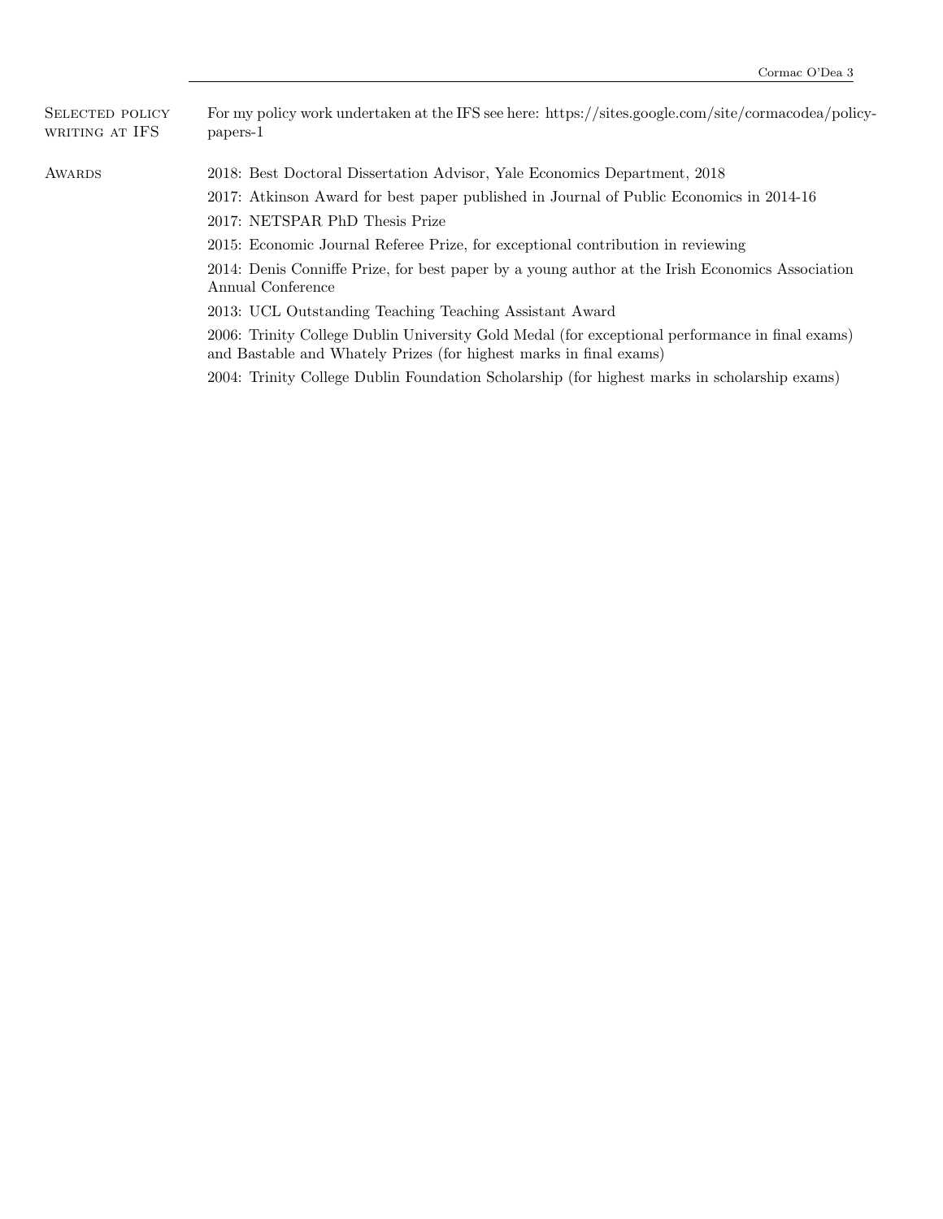## Selected policy writing at IFS

For my policy work undertaken at the IFS see here: https://sites.google.com/site/cormacodea/policy-papers-1

## Awards

2018: Best Doctoral Dissertation Advisor, Yale Economics Department, 2018

2017: Atkinson Award for best paper published in Journal of Public Economics in 2014-16

2017: NETSPAR PhD Thesis Prize

2015: Economic Journal Referee Prize, for exceptional contribution in reviewing

2014: Denis Conniffe Prize, for best paper by a young author at the Irish Economics Association Annual Conference

2013: UCL Outstanding Teaching Teaching Assistant Award

2006: Trinity College Dublin University Gold Medal (for exceptional performance in final exams) and Bastable and Whately Prizes (for highest marks in final exams)

2004: Trinity College Dublin Foundation Scholarship (for highest marks in scholarship exams)